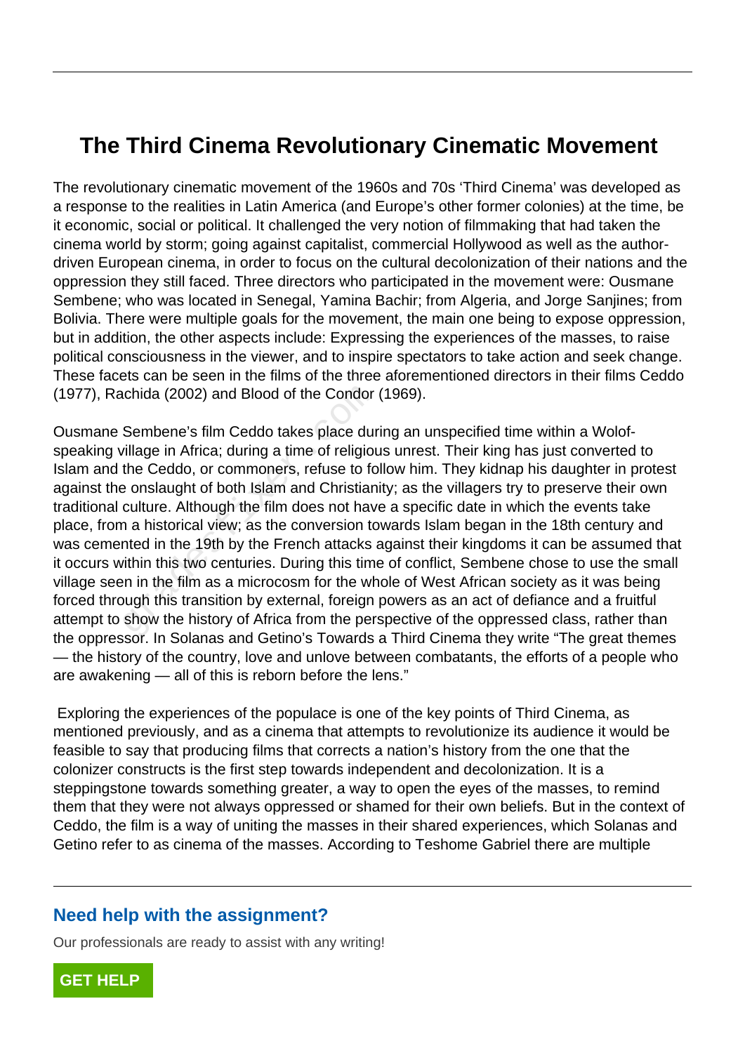# The Third Cinema Revolutionary Cinematic Movement

The revolutionary cinematic movement of the 1960s and 70s 'Third Cinema' was developed as a response to the realities in Latin America (and Europe's other former colonies) at the time, be it economic, social or political. It challenged the very notion of filmmaking that had taken the cinema world by storm; going against capitalist, commercial Hollywood as well as the author-driven European cinema, in order to focus on the cultural decolonization of their nations and the oppression they still faced. Three directors who participated in the movement were: Ousmane Sembene; who was located in Senegal, Yamina Bachir; from Algeria, and Jorge Sanjines; from Bolivia. There were multiple goals for the movement, the main one being to expose oppression, but in addition, the other aspects include: Expressing the experiences of the masses, to raise political consciousness in the viewer, and to inspire spectators to take action and seek change. These facets can be seen in the films of the three aforementioned directors in their films Ceddo (1977), Rachida (2002) and Blood of the Condor (1969).

Ousmane Sembene's film Ceddo takes place during an unspecified time within a Wolof-speaking village in Africa; during a time of religious unrest. Their king has just converted to Islam and the Ceddo, or commoners, refuse to follow him. They kidnap his daughter in protest against the onslaught of both Islam and Christianity; as the villagers try to preserve their own traditional culture. Although the film does not have a specific date in which the events take place, from a historical view; as the conversion towards Islam began in the 18th century and was cemented in the 19th by the French attacks against their kingdoms it can be assumed that it occurs within this two centuries. During this time of conflict, Sembene chose to use the small village seen in the film as a microcosm for the whole of West African society as it was being forced through this transition by external, foreign powers as an act of defiance and a fruitful attempt to show the history of Africa from the perspective of the oppressed class, rather than the oppressor. In Solanas and Getino's Towards a Third Cinema they write "The great themes — the history of the country, love and unlove between combatants, the efforts of a people who are awakening — all of this is reborn before the lens."

Exploring the experiences of the populace is one of the key points of Third Cinema, as mentioned previously, and as a cinema that attempts to revolutionize its audience it would be feasible to say that producing films that corrects a nation's history from the one that the colonizer constructs is the first step towards independent and decolonization. It is a steppingstone towards something greater, a way to open the eyes of the masses, to remind them that they were not always oppressed or shamed for their own beliefs. But in the context of Ceddo, the film is a way of uniting the masses in their shared experiences, which Solanas and Getino refer to as cinema of the masses. According to Teshome Gabriel there are multiple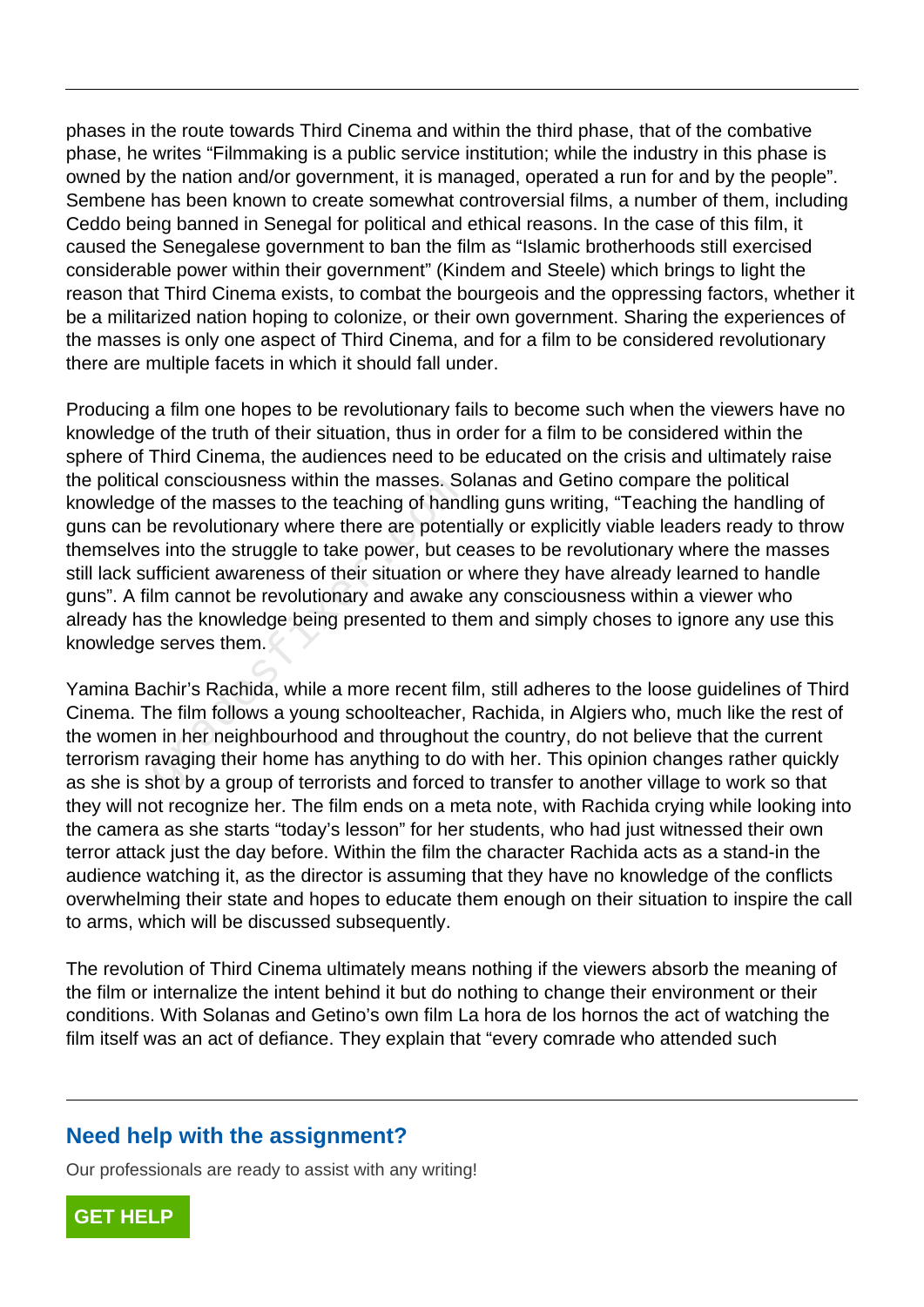phases in the route towards Third Cinema and within the third phase, that of the combative phase, he writes "Filmmaking is a public service institution; while the industry in this phase is owned by the nation and/or government, it is managed, operated a run for and by the people". Sembene has been known to create somewhat controversial films, a number of them, including Ceddo being banned in Senegal for political and ethical reasons. In the case of this film, it caused the Senegalese government to ban the film as "Islamic brotherhoods still exercised considerable power within their government" (Kindem and Steele) which brings to light the reason that Third Cinema exists, to combat the bourgeois and the oppressing factors, whether it be a militarized nation hoping to colonize, or their own government. Sharing the experiences of the masses is only one aspect of Third Cinema, and for a film to be considered revolutionary there are multiple facets in which it should fall under.

Producing a film one hopes to be revolutionary fails to become such when the viewers have no knowledge of the truth of their situation, thus in order for a film to be considered within the sphere of Third Cinema, the audiences need to be educated on the crisis and ultimately raise the political consciousness within the masses. Solanas and Getino compare the political knowledge of the masses to the teaching of handling guns writing, "Teaching the handling of guns can be revolutionary where there are potentially or explicitly viable leaders ready to throw themselves into the struggle to take power, but ceases to be revolutionary where the masses still lack sufficient awareness of their situation or where they have already learned to handle guns". A film cannot be revolutionary and awake any consciousness within a viewer who already has the knowledge being presented to them and simply choses to ignore any use this knowledge serves them.

Yamina Bachir's Rachida, while a more recent film, still adheres to the loose guidelines of Third Cinema. The film follows a young schoolteacher, Rachida, in Algiers who, much like the rest of the women in her neighbourhood and throughout the country, do not believe that the current terrorism ravaging their home has anything to do with her. This opinion changes rather quickly as she is shot by a group of terrorists and forced to transfer to another village to work so that they will not recognize her. The film ends on a meta note, with Rachida crying while looking into the camera as she starts "today's lesson" for her students, who had just witnessed their own terror attack just the day before. Within the film the character Rachida acts as a stand-in the audience watching it, as the director is assuming that they have no knowledge of the conflicts overwhelming their state and hopes to educate them enough on their situation to inspire the call to arms, which will be discussed subsequently.

The revolution of Third Cinema ultimately means nothing if the viewers absorb the meaning of the film or internalize the intent behind it but do nothing to change their environment or their conditions. With Solanas and Getino's own film La hora de los hornos the act of watching the film itself was an act of defiance. They explain that "every comrade who attended such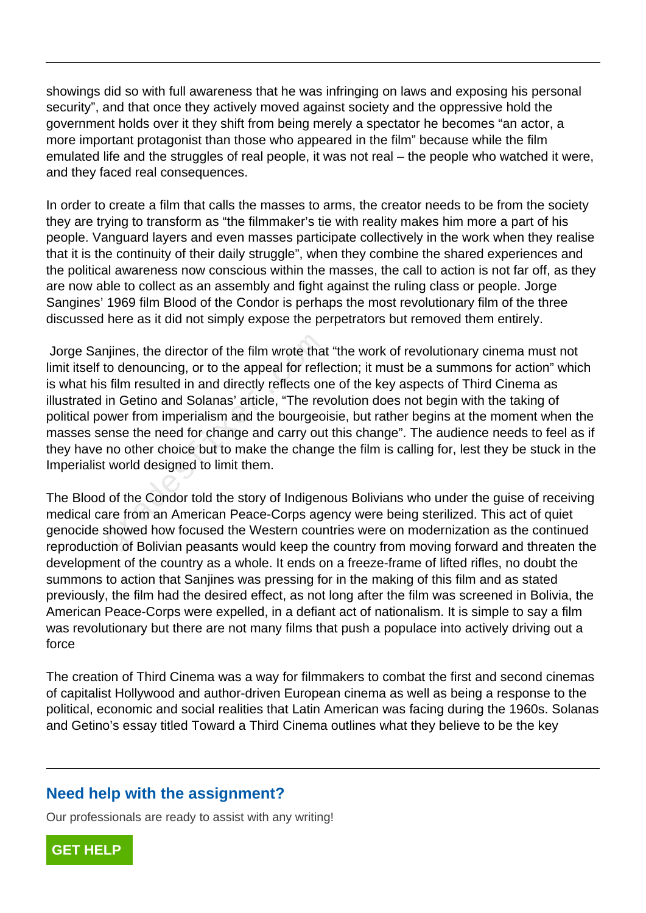showings did so with full awareness that he was infringing on laws and exposing his personal security", and that once they actively moved against society and the oppressive hold the government holds over it they shift from being merely a spectator he becomes "an actor, a more important protagonist than those who appeared in the film" because while the film emulated life and the struggles of real people, it was not real – the people who watched it were, and they faced real consequences.

In order to create a film that calls the masses to arms, the creator needs to be from the society they are trying to transform as "the filmmaker's tie with reality makes him more a part of his people. Vanguard layers and even masses participate collectively in the work when they realise that it is the continuity of their daily struggle", when they combine the shared experiences and the political awareness now conscious within the masses, the call to action is not far off, as they are now able to collect as an assembly and fight against the ruling class or people. Jorge Sangines' 1969 film Blood of the Condor is perhaps the most revolutionary film of the three discussed here as it did not simply expose the perpetrators but removed them entirely.

Jorge Sanjines, the director of the film wrote that "the work of revolutionary cinema must not limit itself to denouncing, or to the appeal for reflection; it must be a summons for action" which is what his film resulted in and directly reflects one of the key aspects of Third Cinema as illustrated in Getino and Solanas' article, "The revolution does not begin with the taking of political power from imperialism and the bourgeoisie, but rather begins at the moment when the masses sense the need for change and carry out this change". The audience needs to feel as if they have no other choice but to make the change the film is calling for, lest they be stuck in the Imperialist world designed to limit them.

The Blood of the Condor told the story of Indigenous Bolivians who under the guise of receiving medical care from an American Peace-Corps agency were being sterilized. This act of quiet genocide showed how focused the Western countries were on modernization as the continued reproduction of Bolivian peasants would keep the country from moving forward and threaten the development of the country as a whole. It ends on a freeze-frame of lifted rifles, no doubt the summons to action that Sanjines was pressing for in the making of this film and as stated previously, the film had the desired effect, as not long after the film was screened in Bolivia, the American Peace-Corps were expelled, in a defiant act of nationalism. It is simple to say a film was revolutionary but there are not many films that push a populace into actively driving out a force

The creation of Third Cinema was a way for filmmakers to combat the first and second cinemas of capitalist Hollywood and author-driven European cinema as well as being a response to the political, economic and social realities that Latin American was facing during the 1960s. Solanas and Getino's essay titled Toward a Third Cinema outlines what they believe to be the key

## Need help with the assignment?

Our professionals are ready to assist with any writing!

**GET HELP**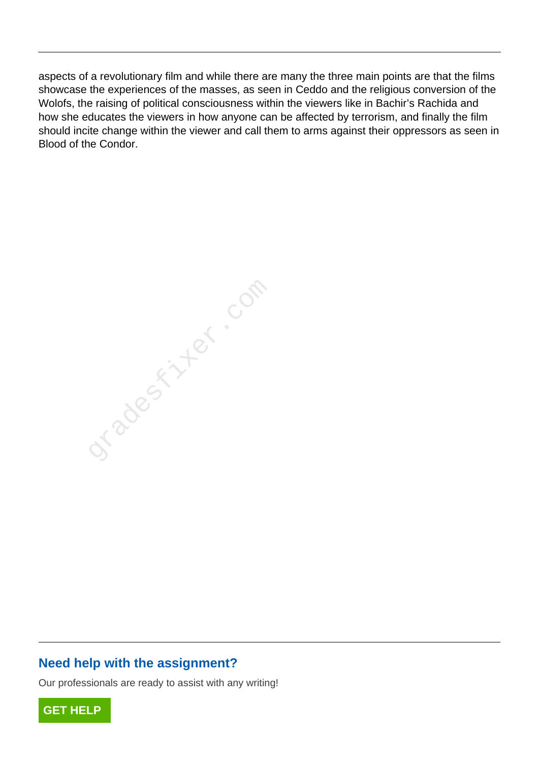aspects of a revolutionary film and while there are many the three main points are that the films showcase the experiences of the masses, as seen in Ceddo and the religious conversion of the Wolofs, the raising of political consciousness within the viewers like in Bachir's Rachida and how she educates the viewers in how anyone can be affected by terrorism, and finally the film should incite change within the viewer and call them to arms against their oppressors as seen in Blood of the Condor.